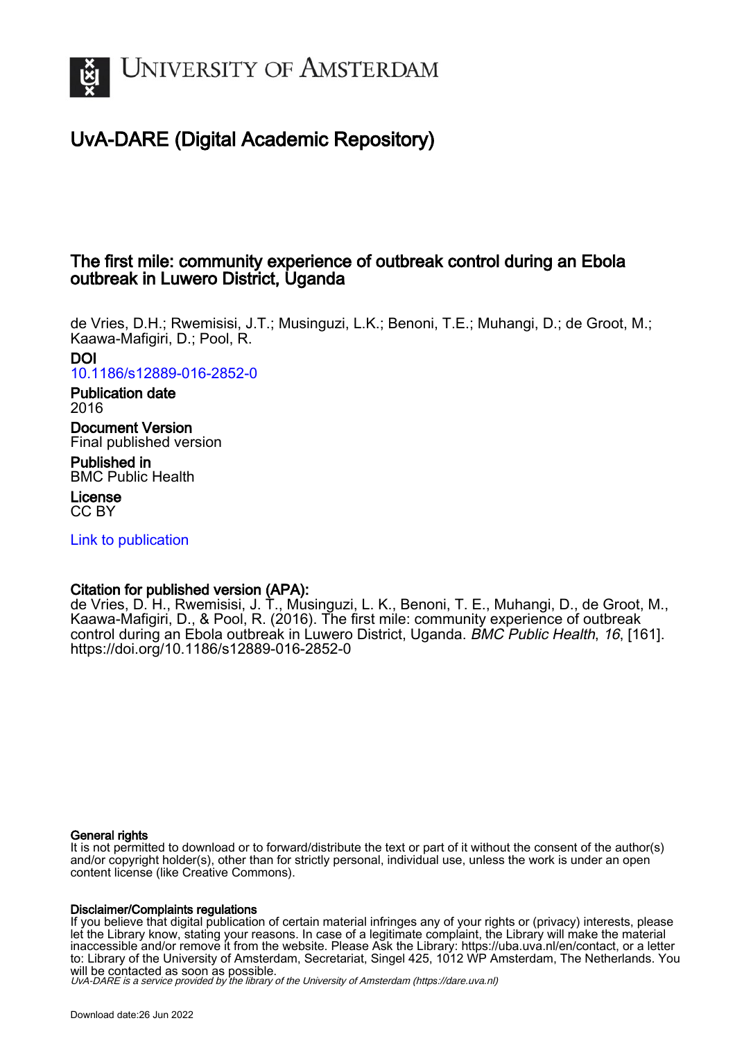# UvA-DARE (Digital Academic Repository)

## The first mile: community experience of outbreak control during an Ebola outbreak in Luwero District, Uganda

de Vries, D.H.; Rwemisisi, J.T.; Musinguzi, L.K.; Benoni, T.E.; Muhangi, D.; de Groot, M.; Kaawa-Mafigiri, D.; Pool, R.

**DOI**
10.1186/s12889-016-2852-0

**Publication date**
2016

**Document Version**
Final published version

**Published in**
BMC Public Health

**License**
CC BY

Link to publication

**Citation for published version (APA):**
de Vries, D. H., Rwemisisi, J. T., Musinguzi, L. K., Benoni, T. E., Muhangi, D., de Groot, M., Kaawa-Mafigiri, D., & Pool, R. (2016). The first mile: community experience of outbreak control during an Ebola outbreak in Luwero District, Uganda. *BMC Public Health*, *16*, [161]. https://doi.org/10.1186/s12889-016-2852-0

**General rights**
It is not permitted to download or to forward/distribute the text or part of it without the consent of the author(s) and/or copyright holder(s), other than for strictly personal, individual use, unless the work is under an open content license (like Creative Commons).

**Disclaimer/Complaints regulations**
If you believe that digital publication of certain material infringes any of your rights or (privacy) interests, please let the Library know, stating your reasons. In case of a legitimate complaint, the Library will make the material inaccessible and/or remove it from the website. Please Ask the Library: https://uba.uva.nl/en/contact, or a letter to: Library of the University of Amsterdam, Secretariat, Singel 425, 1012 WP Amsterdam, The Netherlands. You will be contacted as soon as possible.

UvA-DARE is a service provided by the library of the University of Amsterdam (https://dare.uva.nl)

Download date:26 Jun 2022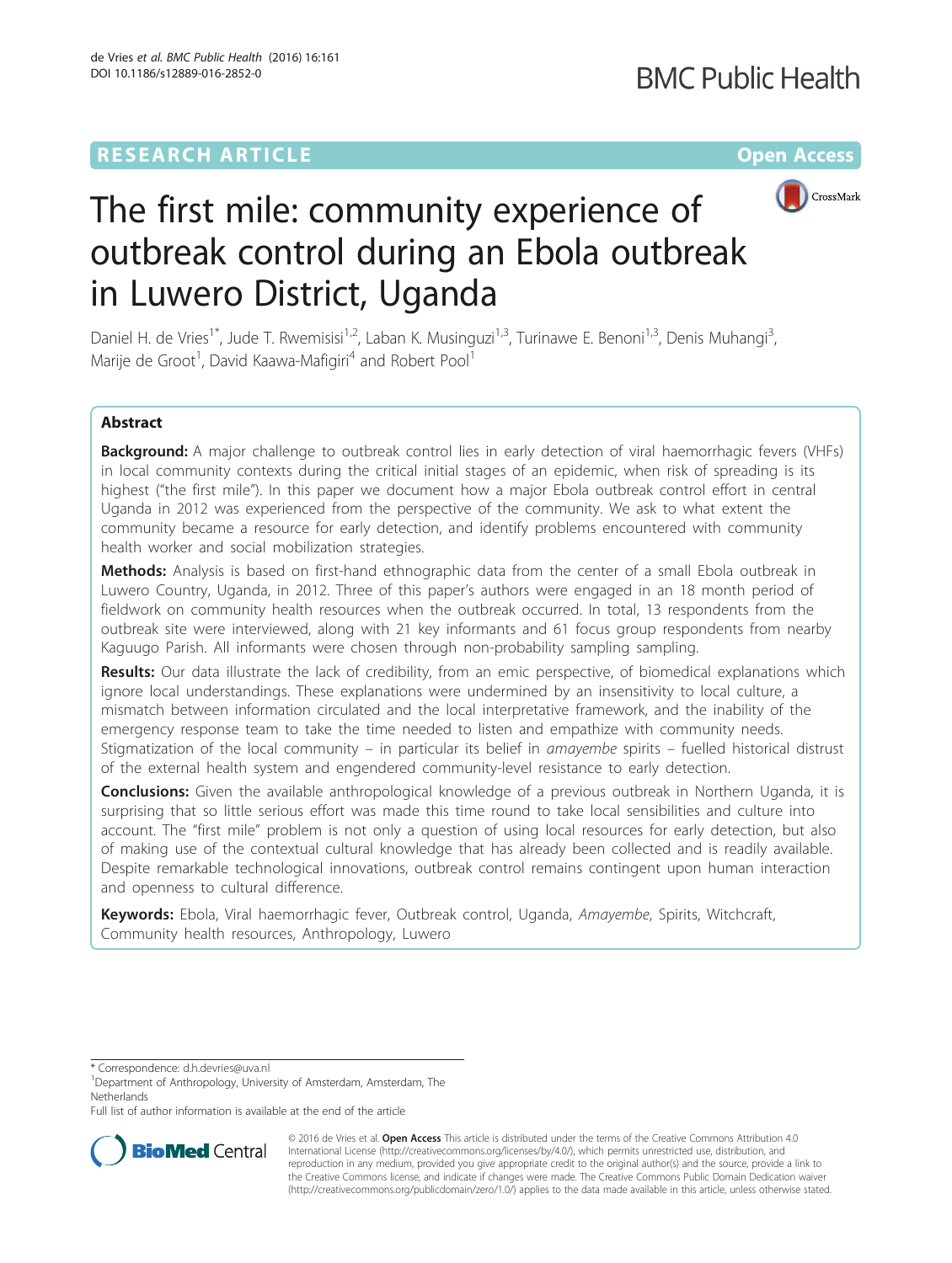# The first mile: community experience of outbreak control during an Ebola outbreak in Luwero District, Uganda

Daniel H. de Vries[1*], Jude T. Rwemisisi[1,2], Laban K. Musinguzi[1,3], Turinawe E. Benoni[1,3], Denis Muhangi[3], Marije de Groot[1], David Kaawa-Mafigiri[4] and Robert Pool[1]

## Abstract

**Background:** A major challenge to outbreak control lies in early detection of viral haemorrhagic fevers (VHFs) in local community contexts during the critical initial stages of an epidemic, when risk of spreading is its highest ("the first mile"). In this paper we document how a major Ebola outbreak control effort in central Uganda in 2012 was experienced from the perspective of the community. We ask to what extent the community became a resource for early detection, and identify problems encountered with community health worker and social mobilization strategies.

**Methods:** Analysis is based on first-hand ethnographic data from the center of a small Ebola outbreak in Luwero Country, Uganda, in 2012. Three of this paper's authors were engaged in an 18 month period of fieldwork on community health resources when the outbreak occurred. In total, 13 respondents from the outbreak site were interviewed, along with 21 key informants and 61 focus group respondents from nearby Kaguugo Parish. All informants were chosen through non-probability sampling sampling.

**Results:** Our data illustrate the lack of credibility, from an emic perspective, of biomedical explanations which ignore local understandings. These explanations were undermined by an insensitivity to local culture, a mismatch between information circulated and the local interpretative framework, and the inability of the emergency response team to take the time needed to listen and empathize with community needs. Stigmatization of the local community – in particular its belief in *amayembe* spirits – fuelled historical distrust of the external health system and engendered community-level resistance to early detection.

**Conclusions:** Given the available anthropological knowledge of a previous outbreak in Northern Uganda, it is surprising that so little serious effort was made this time round to take local sensibilities and culture into account. The "first mile" problem is not only a question of using local resources for early detection, but also of making use of the contextual cultural knowledge that has already been collected and is readily available. Despite remarkable technological innovations, outbreak control remains contingent upon human interaction and openness to cultural difference.

**Keywords:** Ebola, Viral haemorrhagic fever, Outbreak control, Uganda, *Amayembe*, Spirits, Witchcraft, Community health resources, Anthropology, Luwero

\* Correspondence: d.h.devries@uva.nl
[1]Department of Anthropology, University of Amsterdam, Amsterdam, The Netherlands
Full list of author information is available at the end of the article

© 2016 de Vries et al. **Open Access** This article is distributed under the terms of the Creative Commons Attribution 4.0 International License (http://creativecommons.org/licenses/by/4.0/), which permits unrestricted use, distribution, and reproduction in any medium, provided you give appropriate credit to the original author(s) and the source, provide a link to the Creative Commons license, and indicate if changes were made. The Creative Commons Public Domain Dedication waiver (http://creativecommons.org/publicdomain/zero/1.0/) applies to the data made available in this article, unless otherwise stated.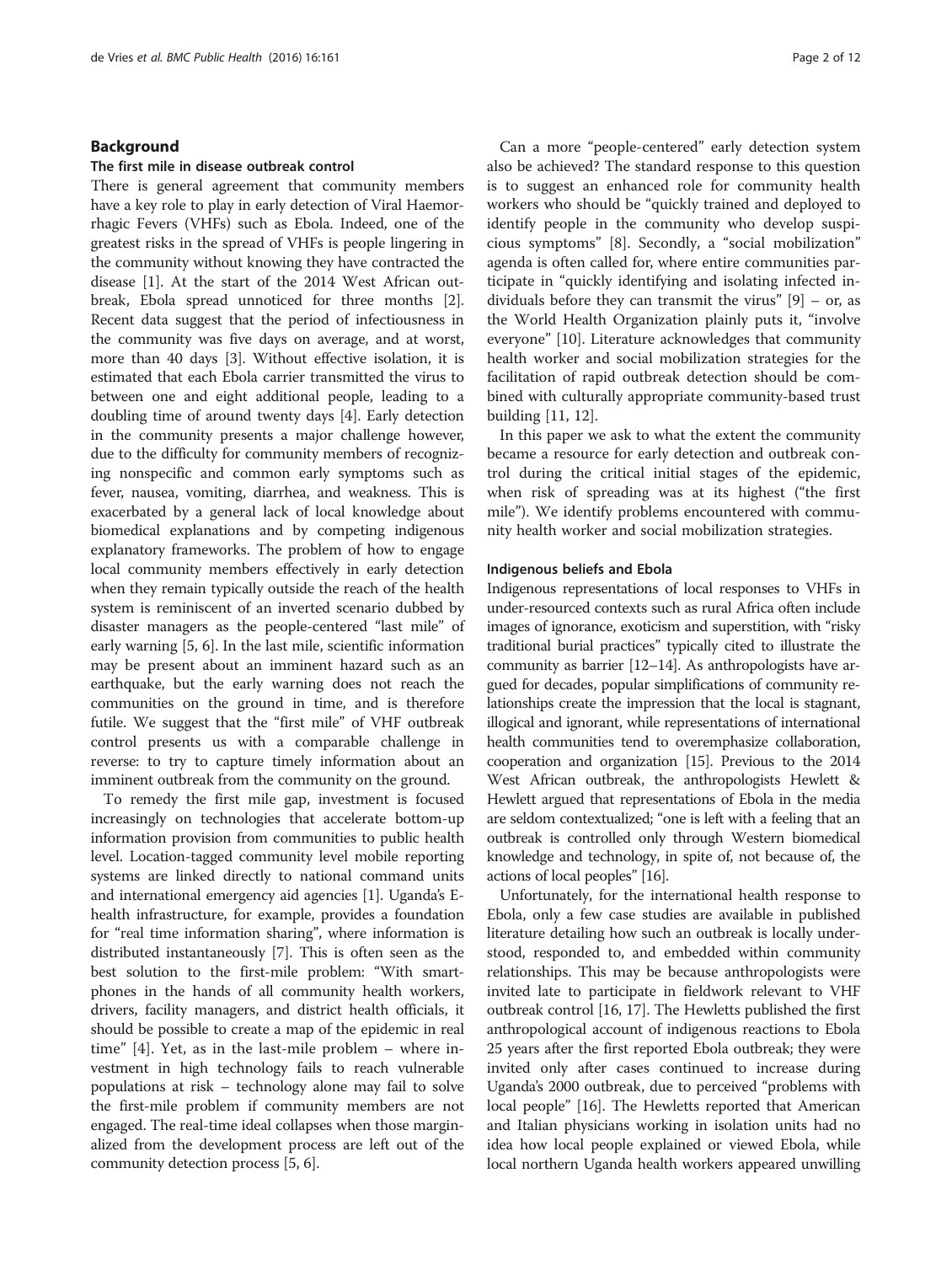## Background

### The first mile in disease outbreak control

There is general agreement that community members have a key role to play in early detection of Viral Haemorrhagic Fevers (VHFs) such as Ebola. Indeed, one of the greatest risks in the spread of VHFs is people lingering in the community without knowing they have contracted the disease [1]. At the start of the 2014 West African outbreak, Ebola spread unnoticed for three months [2]. Recent data suggest that the period of infectiousness in the community was five days on average, and at worst, more than 40 days [3]. Without effective isolation, it is estimated that each Ebola carrier transmitted the virus to between one and eight additional people, leading to a doubling time of around twenty days [4]. Early detection in the community presents a major challenge however, due to the difficulty for community members of recognizing nonspecific and common early symptoms such as fever, nausea, vomiting, diarrhea, and weakness. This is exacerbated by a general lack of local knowledge about biomedical explanations and by competing indigenous explanatory frameworks. The problem of how to engage local community members effectively in early detection when they remain typically outside the reach of the health system is reminiscent of an inverted scenario dubbed by disaster managers as the people-centered "last mile" of early warning [5, 6]. In the last mile, scientific information may be present about an imminent hazard such as an earthquake, but the early warning does not reach the communities on the ground in time, and is therefore futile. We suggest that the "first mile" of VHF outbreak control presents us with a comparable challenge in reverse: to try to capture timely information about an imminent outbreak from the community on the ground.

To remedy the first mile gap, investment is focused increasingly on technologies that accelerate bottom-up information provision from communities to public health level. Location-tagged community level mobile reporting systems are linked directly to national command units and international emergency aid agencies [1]. Uganda's E-health infrastructure, for example, provides a foundation for "real time information sharing", where information is distributed instantaneously [7]. This is often seen as the best solution to the first-mile problem: "With smartphones in the hands of all community health workers, drivers, facility managers, and district health officials, it should be possible to create a map of the epidemic in real time" [4]. Yet, as in the last-mile problem – where investment in high technology fails to reach vulnerable populations at risk – technology alone may fail to solve the first-mile problem if community members are not engaged. The real-time ideal collapses when those marginalized from the development process are left out of the community detection process [5, 6].

Can a more "people-centered" early detection system also be achieved? The standard response to this question is to suggest an enhanced role for community health workers who should be "quickly trained and deployed to identify people in the community who develop suspicious symptoms" [8]. Secondly, a "social mobilization" agenda is often called for, where entire communities participate in "quickly identifying and isolating infected individuals before they can transmit the virus" [9] – or, as the World Health Organization plainly puts it, "involve everyone" [10]. Literature acknowledges that community health worker and social mobilization strategies for the facilitation of rapid outbreak detection should be combined with culturally appropriate community-based trust building [11, 12].

In this paper we ask to what the extent the community became a resource for early detection and outbreak control during the critical initial stages of the epidemic, when risk of spreading was at its highest ("the first mile"). We identify problems encountered with community health worker and social mobilization strategies.

### Indigenous beliefs and Ebola

Indigenous representations of local responses to VHFs in under-resourced contexts such as rural Africa often include images of ignorance, exoticism and superstition, with "risky traditional burial practices" typically cited to illustrate the community as barrier [12–14]. As anthropologists have argued for decades, popular simplifications of community relationships create the impression that the local is stagnant, illogical and ignorant, while representations of international health communities tend to overemphasize collaboration, cooperation and organization [15]. Previous to the 2014 West African outbreak, the anthropologists Hewlett & Hewlett argued that representations of Ebola in the media are seldom contextualized; "one is left with a feeling that an outbreak is controlled only through Western biomedical knowledge and technology, in spite of, not because of, the actions of local peoples" [16].

Unfortunately, for the international health response to Ebola, only a few case studies are available in published literature detailing how such an outbreak is locally understood, responded to, and embedded within community relationships. This may be because anthropologists were invited late to participate in fieldwork relevant to VHF outbreak control [16, 17]. The Hewletts published the first anthropological account of indigenous reactions to Ebola 25 years after the first reported Ebola outbreak; they were invited only after cases continued to increase during Uganda's 2000 outbreak, due to perceived "problems with local people" [16]. The Hewletts reported that American and Italian physicians working in isolation units had no idea how local people explained or viewed Ebola, while local northern Uganda health workers appeared unwilling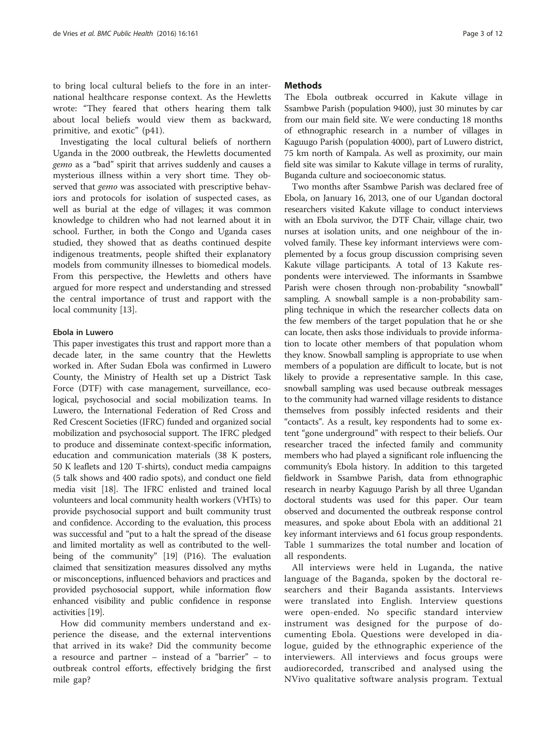to bring local cultural beliefs to the fore in an international healthcare response context. As the Hewletts wrote: "They feared that others hearing them talk about local beliefs would view them as backward, primitive, and exotic" (p41).

Investigating the local cultural beliefs of northern Uganda in the 2000 outbreak, the Hewletts documented *gemo* as a "bad" spirit that arrives suddenly and causes a mysterious illness within a very short time. They observed that *gemo* was associated with prescriptive behaviors and protocols for isolation of suspected cases, as well as burial at the edge of villages; it was common knowledge to children who had not learned about it in school. Further, in both the Congo and Uganda cases studied, they showed that as deaths continued despite indigenous treatments, people shifted their explanatory models from community illnesses to biomedical models. From this perspective, the Hewletts and others have argued for more respect and understanding and stressed the central importance of trust and rapport with the local community [13].

### Ebola in Luwero

This paper investigates this trust and rapport more than a decade later, in the same country that the Hewletts worked in. After Sudan Ebola was confirmed in Luwero County, the Ministry of Health set up a District Task Force (DTF) with case management, surveillance, ecological, psychosocial and social mobilization teams. In Luwero, the International Federation of Red Cross and Red Crescent Societies (IFRC) funded and organized social mobilization and psychosocial support. The IFRC pledged to produce and disseminate context-specific information, education and communication materials (38 K posters, 50 K leaflets and 120 T-shirts), conduct media campaigns (5 talk shows and 400 radio spots), and conduct one field media visit [18]. The IFRC enlisted and trained local volunteers and local community health workers (VHTs) to provide psychosocial support and built community trust and confidence. According to the evaluation, this process was successful and "put to a halt the spread of the disease and limited mortality as well as contributed to the well-being of the community" [19] (P16). The evaluation claimed that sensitization measures dissolved any myths or misconceptions, influenced behaviors and practices and provided psychosocial support, while information flow enhanced visibility and public confidence in response activities [19].

How did community members understand and experience the disease, and the external interventions that arrived in its wake? Did the community become a resource and partner – instead of a "barrier" – to outbreak control efforts, effectively bridging the first mile gap?

## Methods

The Ebola outbreak occurred in Kakute village in Ssambwe Parish (population 9400), just 30 minutes by car from our main field site. We were conducting 18 months of ethnographic research in a number of villages in Kaguugo Parish (population 4000), part of Luwero district, 75 km north of Kampala. As well as proximity, our main field site was similar to Kakute village in terms of rurality, Buganda culture and socioeconomic status.

Two months after Ssambwe Parish was declared free of Ebola, on January 16, 2013, one of our Ugandan doctoral researchers visited Kakute village to conduct interviews with an Ebola survivor, the DTF Chair, village chair, two nurses at isolation units, and one neighbour of the involved family. These key informant interviews were complemented by a focus group discussion comprising seven Kakute village participants. A total of 13 Kakute respondents were interviewed. The informants in Ssambwe Parish were chosen through non-probability "snowball" sampling. A snowball sample is a non-probability sampling technique in which the researcher collects data on the few members of the target population that he or she can locate, then asks those individuals to provide information to locate other members of that population whom they know. Snowball sampling is appropriate to use when members of a population are difficult to locate, but is not likely to provide a representative sample. In this case, snowball sampling was used because outbreak messages to the community had warned village residents to distance themselves from possibly infected residents and their "contacts". As a result, key respondents had to some extent "gone underground" with respect to their beliefs. Our researcher traced the infected family and community members who had played a significant role influencing the community's Ebola history. In addition to this targeted fieldwork in Ssambwe Parish, data from ethnographic research in nearby Kaguugo Parish by all three Ugandan doctoral students was used for this paper. Our team observed and documented the outbreak response control measures, and spoke about Ebola with an additional 21 key informant interviews and 61 focus group respondents. Table 1 summarizes the total number and location of all respondents.

All interviews were held in Luganda, the native language of the Baganda, spoken by the doctoral researchers and their Baganda assistants. Interviews were translated into English. Interview questions were open-ended. No specific standard interview instrument was designed for the purpose of documenting Ebola. Questions were developed in dialogue, guided by the ethnographic experience of the interviewers. All interviews and focus groups were audiorecorded, transcribed and analysed using the NVivo qualitative software analysis program. Textual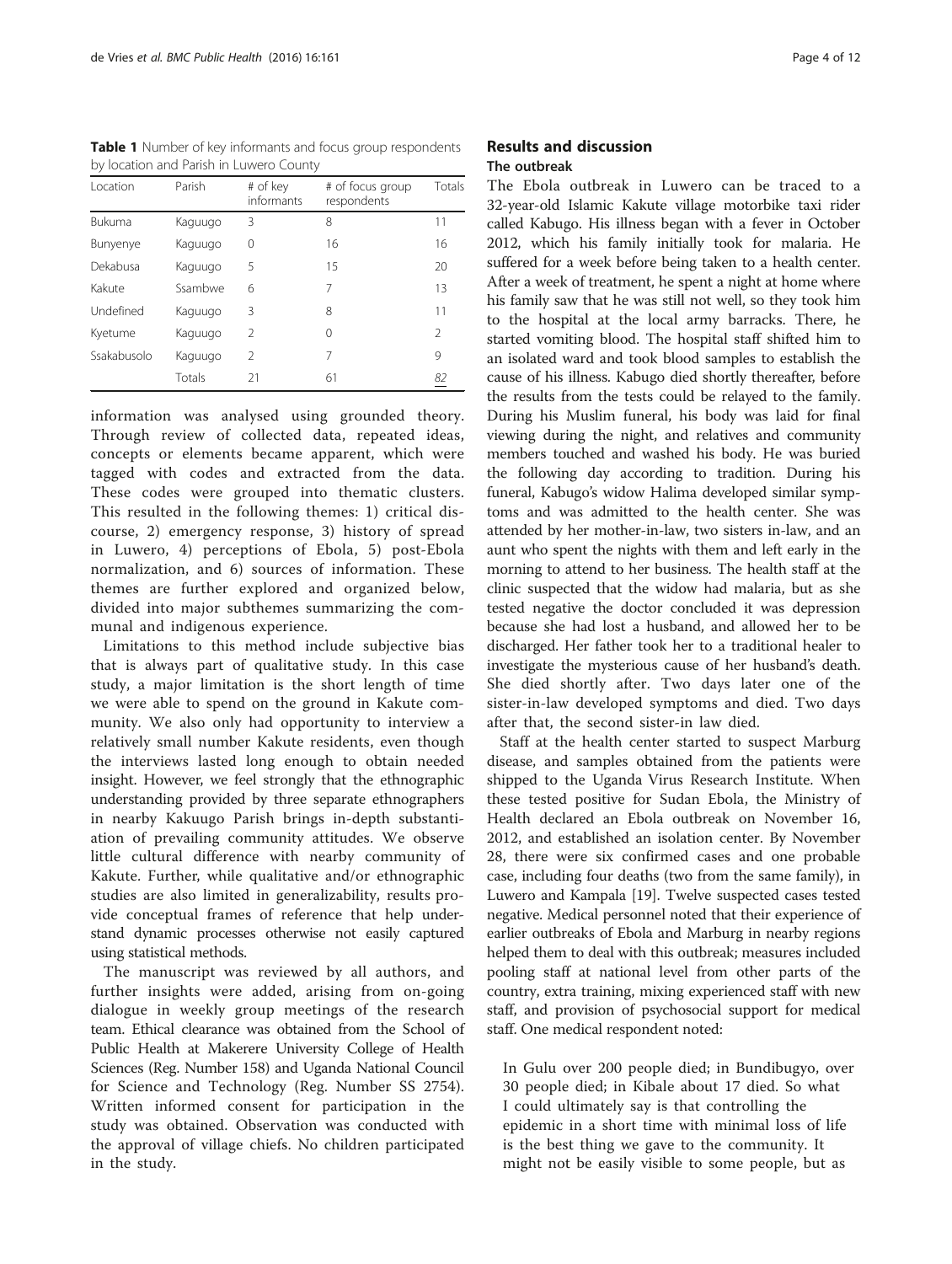**Table 1** Number of key informants and focus group respondents by location and Parish in Luwero County

| Location | Parish | # of key informants | # of focus group respondents | Totals |
|---|---|---|---|---|
| Bukuma | Kaguugo | 3 | 8 | 11 |
| Bunyenye | Kaguugo | 0 | 16 | 16 |
| Dekabusa | Kaguugo | 5 | 15 | 20 |
| Kakute | Ssambwe | 6 | 7 | 13 |
| Undefined | Kaguugo | 3 | 8 | 11 |
| Kyetume | Kaguugo | 2 | 0 | 2 |
| Ssakabusolo | Kaguugo | 2 | 7 | 9 |
| | Totals | 21 | 61 | 82 |

information was analysed using grounded theory. Through review of collected data, repeated ideas, concepts or elements became apparent, which were tagged with codes and extracted from the data. These codes were grouped into thematic clusters. This resulted in the following themes: 1) critical discourse, 2) emergency response, 3) history of spread in Luwero, 4) perceptions of Ebola, 5) post-Ebola normalization, and 6) sources of information. These themes are further explored and organized below, divided into major subthemes summarizing the communal and indigenous experience.

Limitations to this method include subjective bias that is always part of qualitative study. In this case study, a major limitation is the short length of time we were able to spend on the ground in Kakute community. We also only had opportunity to interview a relatively small number Kakute residents, even though the interviews lasted long enough to obtain needed insight. However, we feel strongly that the ethnographic understanding provided by three separate ethnographers in nearby Kakuugo Parish brings in-depth substantiation of prevailing community attitudes. We observe little cultural difference with nearby community of Kakute. Further, while qualitative and/or ethnographic studies are also limited in generalizability, results provide conceptual frames of reference that help understand dynamic processes otherwise not easily captured using statistical methods.

The manuscript was reviewed by all authors, and further insights were added, arising from on-going dialogue in weekly group meetings of the research team. Ethical clearance was obtained from the School of Public Health at Makerere University College of Health Sciences (Reg. Number 158) and Uganda National Council for Science and Technology (Reg. Number SS 2754). Written informed consent for participation in the study was obtained. Observation was conducted with the approval of village chiefs. No children participated in the study.

## Results and discussion

### The outbreak

The Ebola outbreak in Luwero can be traced to a 32-year-old Islamic Kakute village motorbike taxi rider called Kabugo. His illness began with a fever in October 2012, which his family initially took for malaria. He suffered for a week before being taken to a health center. After a week of treatment, he spent a night at home where his family saw that he was still not well, so they took him to the hospital at the local army barracks. There, he started vomiting blood. The hospital staff shifted him to an isolated ward and took blood samples to establish the cause of his illness. Kabugo died shortly thereafter, before the results from the tests could be relayed to the family. During his Muslim funeral, his body was laid for final viewing during the night, and relatives and community members touched and washed his body. He was buried the following day according to tradition. During his funeral, Kabugo's widow Halima developed similar symptoms and was admitted to the health center. She was attended by her mother-in-law, two sisters in-law, and an aunt who spent the nights with them and left early in the morning to attend to her business. The health staff at the clinic suspected that the widow had malaria, but as she tested negative the doctor concluded it was depression because she had lost a husband, and allowed her to be discharged. Her father took her to a traditional healer to investigate the mysterious cause of her husband's death. She died shortly after. Two days later one of the sister-in-law developed symptoms and died. Two days after that, the second sister-in law died.

Staff at the health center started to suspect Marburg disease, and samples obtained from the patients were shipped to the Uganda Virus Research Institute. When these tested positive for Sudan Ebola, the Ministry of Health declared an Ebola outbreak on November 16, 2012, and established an isolation center. By November 28, there were six confirmed cases and one probable case, including four deaths (two from the same family), in Luwero and Kampala [19]. Twelve suspected cases tested negative. Medical personnel noted that their experience of earlier outbreaks of Ebola and Marburg in nearby regions helped them to deal with this outbreak; measures included pooling staff at national level from other parts of the country, extra training, mixing experienced staff with new staff, and provision of psychosocial support for medical staff. One medical respondent noted:

> In Gulu over 200 people died; in Bundibugyo, over 30 people died; in Kibale about 17 died. So what I could ultimately say is that controlling the epidemic in a short time with minimal loss of life is the best thing we gave to the community. It might not be easily visible to some people, but as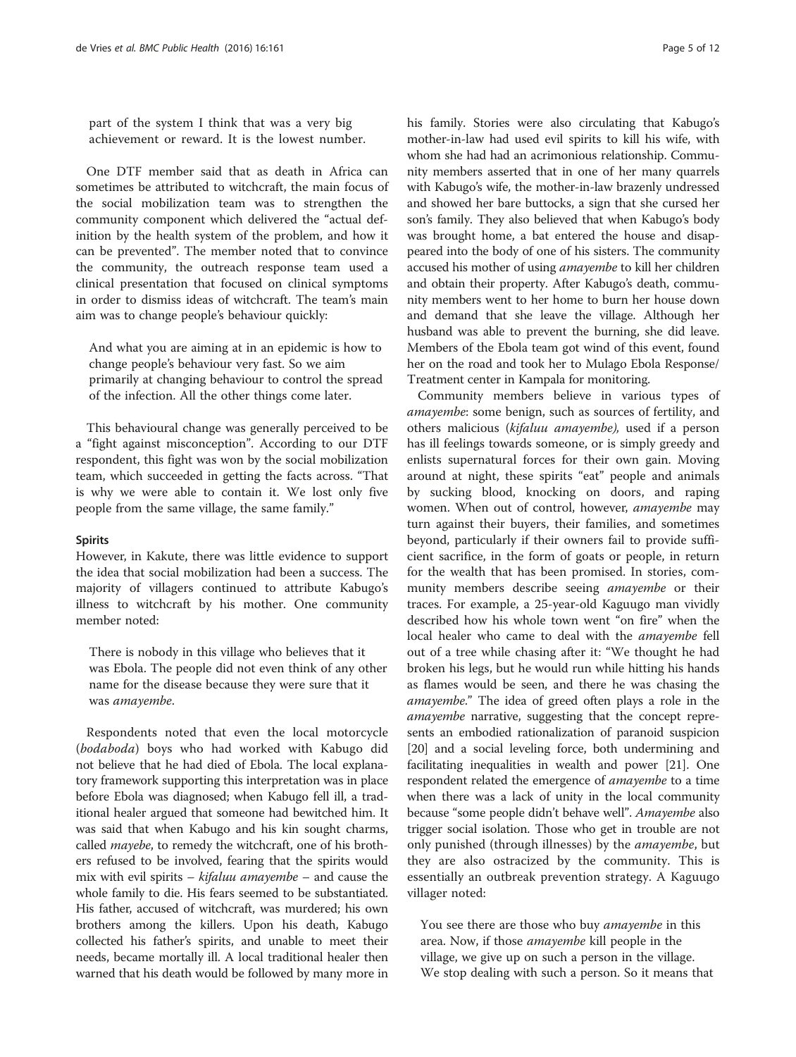part of the system I think that was a very big achievement or reward. It is the lowest number.

One DTF member said that as death in Africa can sometimes be attributed to witchcraft, the main focus of the social mobilization team was to strengthen the community component which delivered the "actual definition by the health system of the problem, and how it can be prevented". The member noted that to convince the community, the outreach response team used a clinical presentation that focused on clinical symptoms in order to dismiss ideas of witchcraft. The team's main aim was to change people's behaviour quickly:

> And what you are aiming at in an epidemic is how to change people's behaviour very fast. So we aim primarily at changing behaviour to control the spread of the infection. All the other things come later.

This behavioural change was generally perceived to be a "fight against misconception". According to our DTF respondent, this fight was won by the social mobilization team, which succeeded in getting the facts across. "That is why we were able to contain it. We lost only five people from the same village, the same family."

#### Spirits

However, in Kakute, there was little evidence to support the idea that social mobilization had been a success. The majority of villagers continued to attribute Kabugo's illness to witchcraft by his mother. One community member noted:

> There is nobody in this village who believes that it was Ebola. The people did not even think of any other name for the disease because they were sure that it was *amayembe*.

Respondents noted that even the local motorcycle (*bodaboda*) boys who had worked with Kabugo did not believe that he had died of Ebola. The local explanatory framework supporting this interpretation was in place before Ebola was diagnosed; when Kabugo fell ill, a traditional healer argued that someone had bewitched him. It was said that when Kabugo and his kin sought charms, called *mayebe*, to remedy the witchcraft, one of his brothers refused to be involved, fearing that the spirits would mix with evil spirits – *kifaluu amayembe* – and cause the whole family to die. His fears seemed to be substantiated. His father, accused of witchcraft, was murdered; his own brothers among the killers. Upon his death, Kabugo collected his father's spirits, and unable to meet their needs, became mortally ill. A local traditional healer then warned that his death would be followed by many more in his family. Stories were also circulating that Kabugo's mother-in-law had used evil spirits to kill his wife, with whom she had had an acrimonious relationship. Community members asserted that in one of her many quarrels with Kabugo's wife, the mother-in-law brazenly undressed and showed her bare buttocks, a sign that she cursed her son's family. They also believed that when Kabugo's body was brought home, a bat entered the house and disappeared into the body of one of his sisters. The community accused his mother of using *amayembe* to kill her children and obtain their property. After Kabugo's death, community members went to her home to burn her house down and demand that she leave the village. Although her husband was able to prevent the burning, she did leave. Members of the Ebola team got wind of this event, found her on the road and took her to Mulago Ebola Response/Treatment center in Kampala for monitoring.

Community members believe in various types of *amayembe*: some benign, such as sources of fertility, and others malicious (*kifaluu amayembe),* used if a person has ill feelings towards someone, or is simply greedy and enlists supernatural forces for their own gain. Moving around at night, these spirits "eat" people and animals by sucking blood, knocking on doors, and raping women. When out of control, however, *amayembe* may turn against their buyers, their families, and sometimes beyond, particularly if their owners fail to provide sufficient sacrifice, in the form of goats or people, in return for the wealth that has been promised. In stories, community members describe seeing *amayembe* or their traces. For example, a 25-year-old Kaguugo man vividly described how his whole town went "on fire" when the local healer who came to deal with the *amayembe* fell out of a tree while chasing after it: "We thought he had broken his legs, but he would run while hitting his hands as flames would be seen, and there he was chasing the *amayembe*." The idea of greed often plays a role in the *amayembe* narrative, suggesting that the concept represents an embodied rationalization of paranoid suspicion [20] and a social leveling force, both undermining and facilitating inequalities in wealth and power [21]. One respondent related the emergence of *amayembe* to a time when there was a lack of unity in the local community because "some people didn't behave well". *Amayembe* also trigger social isolation. Those who get in trouble are not only punished (through illnesses) by the *amayembe*, but they are also ostracized by the community. This is essentially an outbreak prevention strategy. A Kaguugo villager noted:

> You see there are those who buy *amayembe* in this area. Now, if those *amayembe* kill people in the village, we give up on such a person in the village. We stop dealing with such a person. So it means that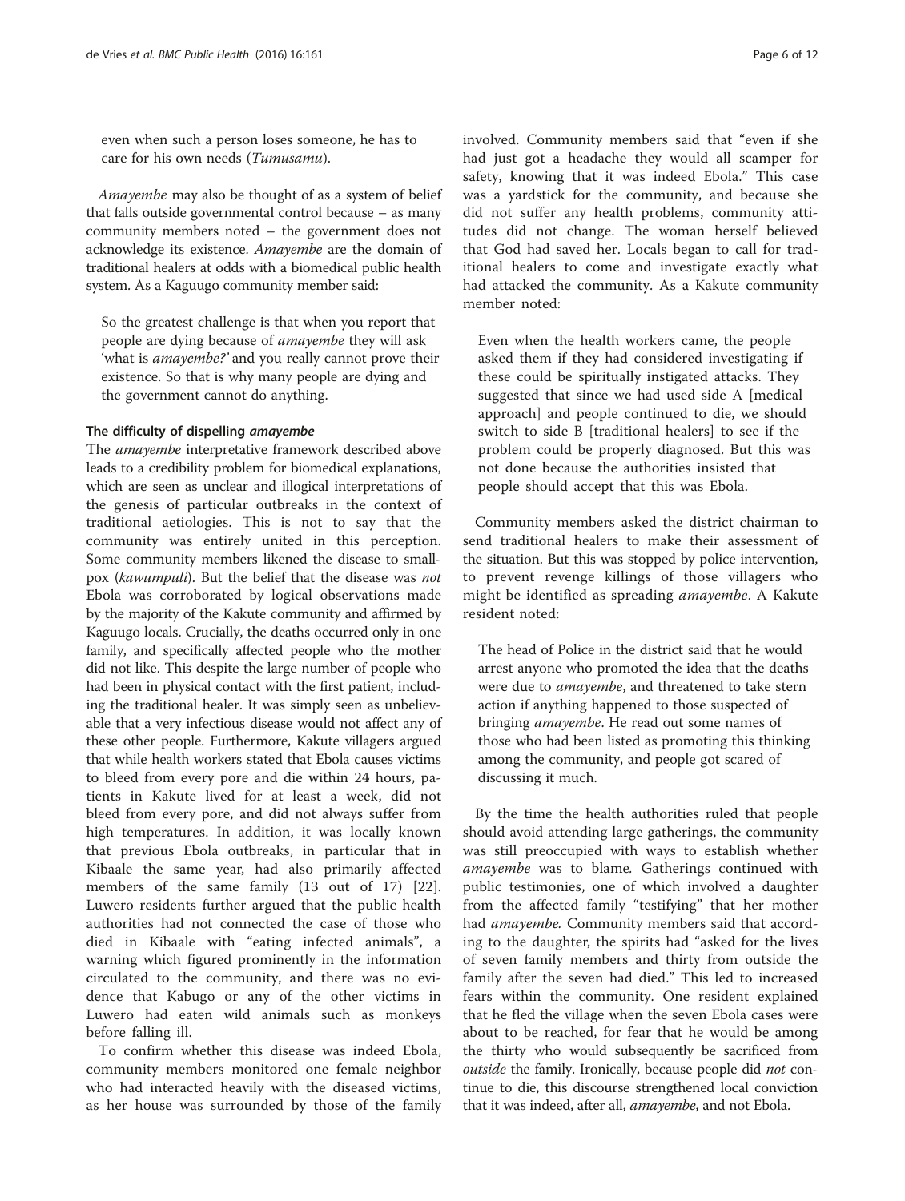even when such a person loses someone, he has to care for his own needs (*Tumusamu*).

*Amayembe* may also be thought of as a system of belief that falls outside governmental control because – as many community members noted – the government does not acknowledge its existence. *Amayembe* are the domain of traditional healers at odds with a biomedical public health system. As a Kaguugo community member said:

> So the greatest challenge is that when you report that people are dying because of *amayembe* they will ask 'what is *amayembe?'* and you really cannot prove their existence. So that is why many people are dying and the government cannot do anything.

#### The difficulty of dispelling *amayembe*

The *amayembe* interpretative framework described above leads to a credibility problem for biomedical explanations, which are seen as unclear and illogical interpretations of the genesis of particular outbreaks in the context of traditional aetiologies. This is not to say that the community was entirely united in this perception. Some community members likened the disease to smallpox (*kawumpuli*). But the belief that the disease was *not* Ebola was corroborated by logical observations made by the majority of the Kakute community and affirmed by Kaguugo locals. Crucially, the deaths occurred only in one family, and specifically affected people who the mother did not like. This despite the large number of people who had been in physical contact with the first patient, including the traditional healer. It was simply seen as unbelievable that a very infectious disease would not affect any of these other people. Furthermore, Kakute villagers argued that while health workers stated that Ebola causes victims to bleed from every pore and die within 24 hours, patients in Kakute lived for at least a week, did not bleed from every pore, and did not always suffer from high temperatures. In addition, it was locally known that previous Ebola outbreaks, in particular that in Kibaale the same year, had also primarily affected members of the same family (13 out of 17) [22]. Luwero residents further argued that the public health authorities had not connected the case of those who died in Kibaale with "eating infected animals", a warning which figured prominently in the information circulated to the community, and there was no evidence that Kabugo or any of the other victims in Luwero had eaten wild animals such as monkeys before falling ill.

To confirm whether this disease was indeed Ebola, community members monitored one female neighbor who had interacted heavily with the diseased victims, as her house was surrounded by those of the family involved. Community members said that "even if she had just got a headache they would all scamper for safety, knowing that it was indeed Ebola." This case was a yardstick for the community, and because she did not suffer any health problems, community attitudes did not change. The woman herself believed that God had saved her. Locals began to call for traditional healers to come and investigate exactly what had attacked the community. As a Kakute community member noted:

> Even when the health workers came, the people asked them if they had considered investigating if these could be spiritually instigated attacks. They suggested that since we had used side A [medical approach] and people continued to die, we should switch to side B [traditional healers] to see if the problem could be properly diagnosed. But this was not done because the authorities insisted that people should accept that this was Ebola.

Community members asked the district chairman to send traditional healers to make their assessment of the situation. But this was stopped by police intervention, to prevent revenge killings of those villagers who might be identified as spreading *amayembe*. A Kakute resident noted:

> The head of Police in the district said that he would arrest anyone who promoted the idea that the deaths were due to *amayembe*, and threatened to take stern action if anything happened to those suspected of bringing *amayembe*. He read out some names of those who had been listed as promoting this thinking among the community, and people got scared of discussing it much.

By the time the health authorities ruled that people should avoid attending large gatherings, the community was still preoccupied with ways to establish whether *amayembe* was to blame. Gatherings continued with public testimonies, one of which involved a daughter from the affected family "testifying" that her mother had *amayembe*. Community members said that according to the daughter, the spirits had "asked for the lives of seven family members and thirty from outside the family after the seven had died." This led to increased fears within the community. One resident explained that he fled the village when the seven Ebola cases were about to be reached, for fear that he would be among the thirty who would subsequently be sacrificed from *outside* the family. Ironically, because people did *not* continue to die, this discourse strengthened local conviction that it was indeed, after all, *amayembe*, and not Ebola.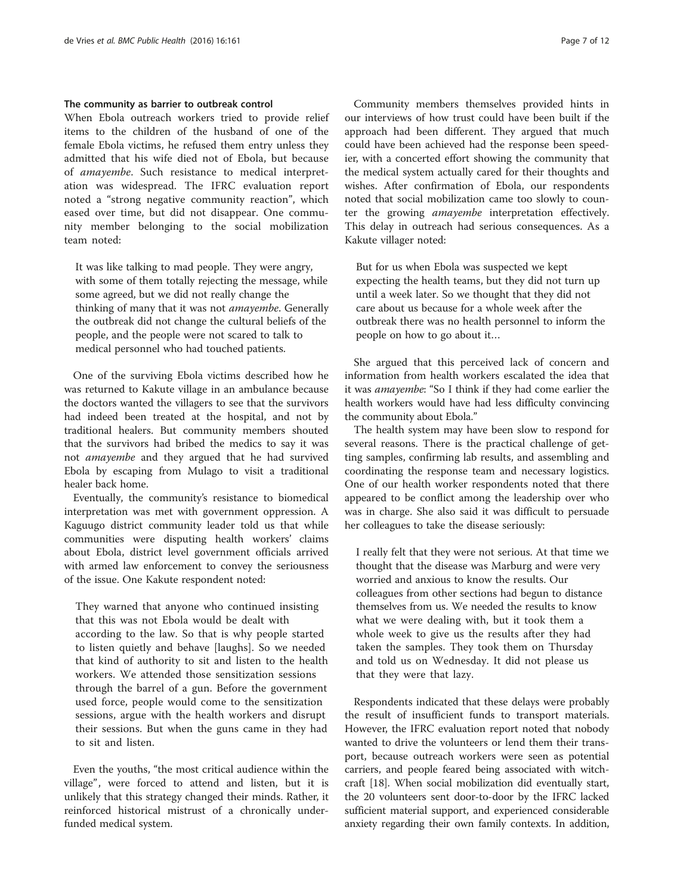### The community as barrier to outbreak control

When Ebola outreach workers tried to provide relief items to the children of the husband of one of the female Ebola victims, he refused them entry unless they admitted that his wife died not of Ebola, but because of *amayembe*. Such resistance to medical interpretation was widespread. The IFRC evaluation report noted a "strong negative community reaction", which eased over time, but did not disappear. One community member belonging to the social mobilization team noted:

> It was like talking to mad people. They were angry, with some of them totally rejecting the message, while some agreed, but we did not really change the thinking of many that it was not *amayembe*. Generally the outbreak did not change the cultural beliefs of the people, and the people were not scared to talk to medical personnel who had touched patients.

One of the surviving Ebola victims described how he was returned to Kakute village in an ambulance because the doctors wanted the villagers to see that the survivors had indeed been treated at the hospital, and not by traditional healers. But community members shouted that the survivors had bribed the medics to say it was not *amayembe* and they argued that he had survived Ebola by escaping from Mulago to visit a traditional healer back home.

Eventually, the community's resistance to biomedical interpretation was met with government oppression. A Kaguugo district community leader told us that while communities were disputing health workers' claims about Ebola, district level government officials arrived with armed law enforcement to convey the seriousness of the issue. One Kakute respondent noted:

> They warned that anyone who continued insisting that this was not Ebola would be dealt with according to the law. So that is why people started to listen quietly and behave [laughs]. So we needed that kind of authority to sit and listen to the health workers. We attended those sensitization sessions through the barrel of a gun. Before the government used force, people would come to the sensitization sessions, argue with the health workers and disrupt their sessions. But when the guns came in they had to sit and listen.

Even the youths, "the most critical audience within the village", were forced to attend and listen, but it is unlikely that this strategy changed their minds. Rather, it reinforced historical mistrust of a chronically underfunded medical system.

Community members themselves provided hints in our interviews of how trust could have been built if the approach had been different. They argued that much could have been achieved had the response been speedier, with a concerted effort showing the community that the medical system actually cared for their thoughts and wishes. After confirmation of Ebola, our respondents noted that social mobilization came too slowly to counter the growing *amayembe* interpretation effectively. This delay in outreach had serious consequences. As a Kakute villager noted:

> But for us when Ebola was suspected we kept expecting the health teams, but they did not turn up until a week later. So we thought that they did not care about us because for a whole week after the outbreak there was no health personnel to inform the people on how to go about it…

She argued that this perceived lack of concern and information from health workers escalated the idea that it was *amayembe*: "So I think if they had come earlier the health workers would have had less difficulty convincing the community about Ebola."

The health system may have been slow to respond for several reasons. There is the practical challenge of getting samples, confirming lab results, and assembling and coordinating the response team and necessary logistics. One of our health worker respondents noted that there appeared to be conflict among the leadership over who was in charge. She also said it was difficult to persuade her colleagues to take the disease seriously:

> I really felt that they were not serious. At that time we thought that the disease was Marburg and were very worried and anxious to know the results. Our colleagues from other sections had begun to distance themselves from us. We needed the results to know what we were dealing with, but it took them a whole week to give us the results after they had taken the samples. They took them on Thursday and told us on Wednesday. It did not please us that they were that lazy.

Respondents indicated that these delays were probably the result of insufficient funds to transport materials. However, the IFRC evaluation report noted that nobody wanted to drive the volunteers or lend them their transport, because outreach workers were seen as potential carriers, and people feared being associated with witchcraft [18]. When social mobilization did eventually start, the 20 volunteers sent door-to-door by the IFRC lacked sufficient material support, and experienced considerable anxiety regarding their own family contexts. In addition,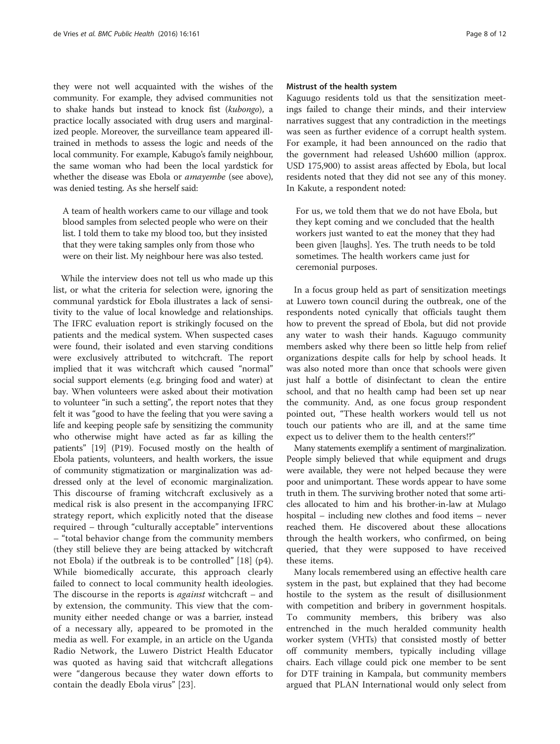they were not well acquainted with the wishes of the community. For example, they advised communities not to shake hands but instead to knock fist (*kubongo*), a practice locally associated with drug users and marginalized people. Moreover, the surveillance team appeared ill-trained in methods to assess the logic and needs of the local community. For example, Kabugo's family neighbour, the same woman who had been the local yardstick for whether the disease was Ebola or *amayembe* (see above), was denied testing. As she herself said:

> A team of health workers came to our village and took blood samples from selected people who were on their list. I told them to take my blood too, but they insisted that they were taking samples only from those who were on their list. My neighbour here was also tested.

While the interview does not tell us who made up this list, or what the criteria for selection were, ignoring the communal yardstick for Ebola illustrates a lack of sensitivity to the value of local knowledge and relationships. The IFRC evaluation report is strikingly focused on the patients and the medical system. When suspected cases were found, their isolated and even starving conditions were exclusively attributed to witchcraft. The report implied that it was witchcraft which caused "normal" social support elements (e.g. bringing food and water) at bay. When volunteers were asked about their motivation to volunteer "in such a setting", the report notes that they felt it was "good to have the feeling that you were saving a life and keeping people safe by sensitizing the community who otherwise might have acted as far as killing the patients" [19] (P19). Focused mostly on the health of Ebola patients, volunteers, and health workers, the issue of community stigmatization or marginalization was addressed only at the level of economic marginalization. This discourse of framing witchcraft exclusively as a medical risk is also present in the accompanying IFRC strategy report, which explicitly noted that the disease required – through "culturally acceptable" interventions – "total behavior change from the community members (they still believe they are being attacked by witchcraft not Ebola) if the outbreak is to be controlled" [18] (p4). While biomedically accurate, this approach clearly failed to connect to local community health ideologies. The discourse in the reports is *against* witchcraft – and by extension, the community. This view that the community either needed change or was a barrier, instead of a necessary ally, appeared to be promoted in the media as well. For example, in an article on the Uganda Radio Network, the Luwero District Health Educator was quoted as having said that witchcraft allegations were "dangerous because they water down efforts to contain the deadly Ebola virus" [23].

#### Mistrust of the health system

Kaguugo residents told us that the sensitization meetings failed to change their minds, and their interview narratives suggest that any contradiction in the meetings was seen as further evidence of a corrupt health system. For example, it had been announced on the radio that the government had released Ush600 million (approx. USD 175,900) to assist areas affected by Ebola, but local residents noted that they did not see any of this money. In Kakute, a respondent noted:

> For us, we told them that we do not have Ebola, but they kept coming and we concluded that the health workers just wanted to eat the money that they had been given [laughs]. Yes. The truth needs to be told sometimes. The health workers came just for ceremonial purposes.

In a focus group held as part of sensitization meetings at Luwero town council during the outbreak, one of the respondents noted cynically that officials taught them how to prevent the spread of Ebola, but did not provide any water to wash their hands. Kaguugo community members asked why there been so little help from relief organizations despite calls for help by school heads. It was also noted more than once that schools were given just half a bottle of disinfectant to clean the entire school, and that no health camp had been set up near the community. And, as one focus group respondent pointed out, "These health workers would tell us not touch our patients who are ill, and at the same time expect us to deliver them to the health centers!?"

Many statements exemplify a sentiment of marginalization. People simply believed that while equipment and drugs were available, they were not helped because they were poor and unimportant. These words appear to have some truth in them. The surviving brother noted that some articles allocated to him and his brother-in-law at Mulago hospital – including new clothes and food items – never reached them. He discovered about these allocations through the health workers, who confirmed, on being queried, that they were supposed to have received these items.

Many locals remembered using an effective health care system in the past, but explained that they had become hostile to the system as the result of disillusionment with competition and bribery in government hospitals. To community members, this bribery was also entrenched in the much heralded community health worker system (VHTs) that consisted mostly of better off community members, typically including village chairs. Each village could pick one member to be sent for DTF training in Kampala, but community members argued that PLAN International would only select from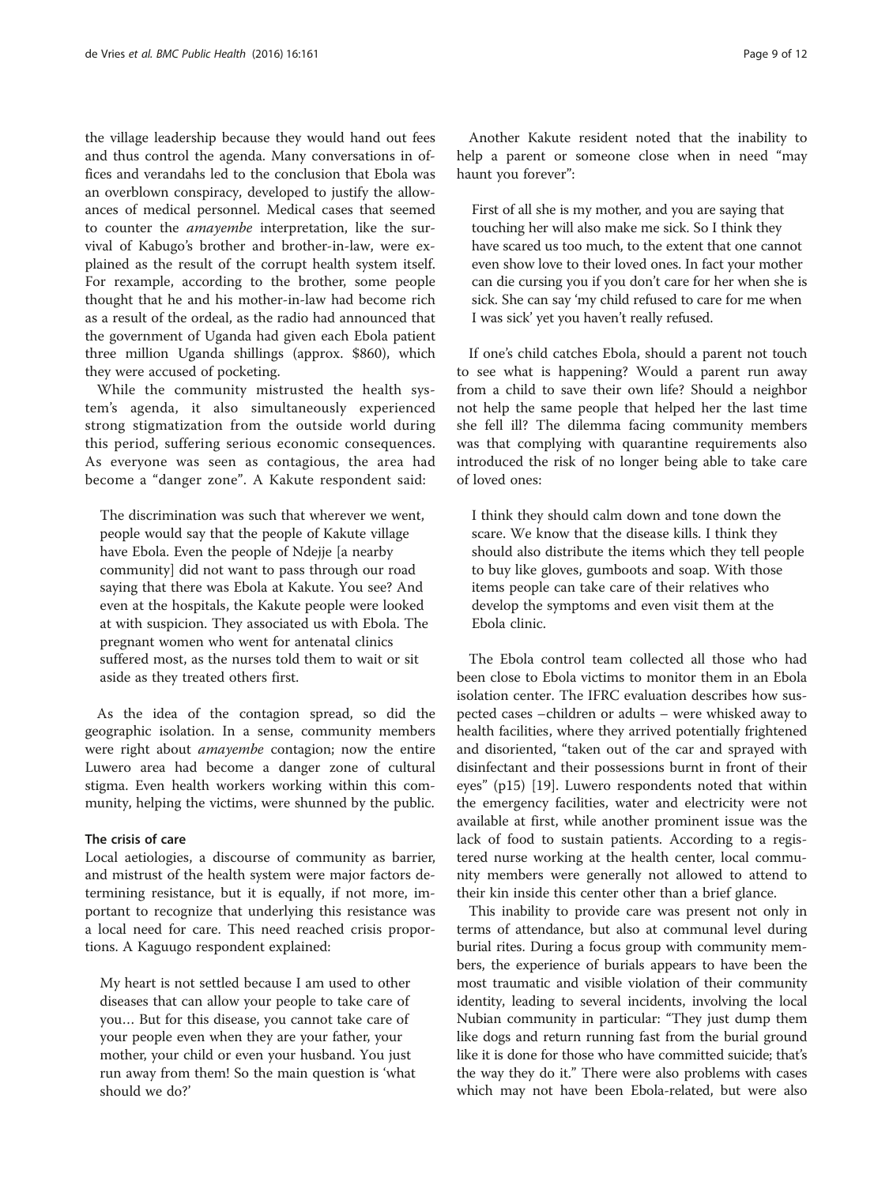the village leadership because they would hand out fees and thus control the agenda. Many conversations in offices and verandahs led to the conclusion that Ebola was an overblown conspiracy, developed to justify the allowances of medical personnel. Medical cases that seemed to counter the *amayembe* interpretation, like the survival of Kabugo's brother and brother-in-law, were explained as the result of the corrupt health system itself. For rexample, according to the brother, some people thought that he and his mother-in-law had become rich as a result of the ordeal, as the radio had announced that the government of Uganda had given each Ebola patient three million Uganda shillings (approx. \$860), which they were accused of pocketing.

While the community mistrusted the health system's agenda, it also simultaneously experienced strong stigmatization from the outside world during this period, suffering serious economic consequences. As everyone was seen as contagious, the area had become a "danger zone". A Kakute respondent said:

> The discrimination was such that wherever we went, people would say that the people of Kakute village have Ebola. Even the people of Ndejje [a nearby community] did not want to pass through our road saying that there was Ebola at Kakute. You see? And even at the hospitals, the Kakute people were looked at with suspicion. They associated us with Ebola. The pregnant women who went for antenatal clinics suffered most, as the nurses told them to wait or sit aside as they treated others first.

As the idea of the contagion spread, so did the geographic isolation. In a sense, community members were right about *amayembe* contagion; now the entire Luwero area had become a danger zone of cultural stigma. Even health workers working within this community, helping the victims, were shunned by the public.

### The crisis of care

Local aetiologies, a discourse of community as barrier, and mistrust of the health system were major factors determining resistance, but it is equally, if not more, important to recognize that underlying this resistance was a local need for care. This need reached crisis proportions. A Kaguugo respondent explained:

> My heart is not settled because I am used to other diseases that can allow your people to take care of you… But for this disease, you cannot take care of your people even when they are your father, your mother, your child or even your husband. You just run away from them! So the main question is 'what should we do?'

Another Kakute resident noted that the inability to help a parent or someone close when in need "may haunt you forever":

> First of all she is my mother, and you are saying that touching her will also make me sick. So I think they have scared us too much, to the extent that one cannot even show love to their loved ones. In fact your mother can die cursing you if you don't care for her when she is sick. She can say 'my child refused to care for me when I was sick' yet you haven't really refused.

If one's child catches Ebola, should a parent not touch to see what is happening? Would a parent run away from a child to save their own life? Should a neighbor not help the same people that helped her the last time she fell ill? The dilemma facing community members was that complying with quarantine requirements also introduced the risk of no longer being able to take care of loved ones:

> I think they should calm down and tone down the scare. We know that the disease kills. I think they should also distribute the items which they tell people to buy like gloves, gumboots and soap. With those items people can take care of their relatives who develop the symptoms and even visit them at the Ebola clinic.

The Ebola control team collected all those who had been close to Ebola victims to monitor them in an Ebola isolation center. The IFRC evaluation describes how suspected cases –children or adults – were whisked away to health facilities, where they arrived potentially frightened and disoriented, "taken out of the car and sprayed with disinfectant and their possessions burnt in front of their eyes" (p15) [19]. Luwero respondents noted that within the emergency facilities, water and electricity were not available at first, while another prominent issue was the lack of food to sustain patients. According to a registered nurse working at the health center, local community members were generally not allowed to attend to their kin inside this center other than a brief glance.

This inability to provide care was present not only in terms of attendance, but also at communal level during burial rites. During a focus group with community members, the experience of burials appears to have been the most traumatic and visible violation of their community identity, leading to several incidents, involving the local Nubian community in particular: "They just dump them like dogs and return running fast from the burial ground like it is done for those who have committed suicide; that's the way they do it." There were also problems with cases which may not have been Ebola-related, but were also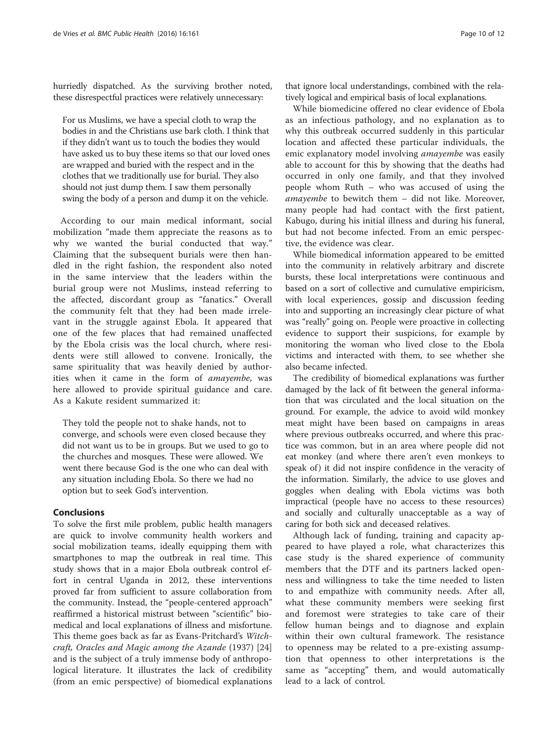hurriedly dispatched. As the surviving brother noted, these disrespectful practices were relatively unnecessary:

> For us Muslims, we have a special cloth to wrap the bodies in and the Christians use bark cloth. I think that if they didn't want us to touch the bodies they would have asked us to buy these items so that our loved ones are wrapped and buried with the respect and in the clothes that we traditionally use for burial. They also should not just dump them. I saw them personally swing the body of a person and dump it on the vehicle.

According to our main medical informant, social mobilization "made them appreciate the reasons as to why we wanted the burial conducted that way." Claiming that the subsequent burials were then handled in the right fashion, the respondent also noted in the same interview that the leaders within the burial group were not Muslims, instead referring to the affected, discordant group as "fanatics." Overall the community felt that they had been made irrelevant in the struggle against Ebola. It appeared that one of the few places that had remained unaffected by the Ebola crisis was the local church, where residents were still allowed to convene. Ironically, the same spirituality that was heavily denied by authorities when it came in the form of *amayembe*, was here allowed to provide spiritual guidance and care. As a Kakute resident summarized it:

> They told the people not to shake hands, not to converge, and schools were even closed because they did not want us to be in groups. But we used to go to the churches and mosques. These were allowed. We went there because God is the one who can deal with any situation including Ebola. So there we had no option but to seek God's intervention.

## Conclusions

To solve the first mile problem, public health managers are quick to involve community health workers and social mobilization teams, ideally equipping them with smartphones to map the outbreak in real time. This study shows that in a major Ebola outbreak control effort in central Uganda in 2012, these interventions proved far from sufficient to assure collaboration from the community. Instead, the "people-centered approach" reaffirmed a historical mistrust between "scientific" biomedical and local explanations of illness and misfortune. This theme goes back as far as Evans-Pritchard's *Witchcraft, Oracles and Magic among the Azande* (1937) [24] and is the subject of a truly immense body of anthropological literature. It illustrates the lack of credibility (from an emic perspective) of biomedical explanations that ignore local understandings, combined with the relatively logical and empirical basis of local explanations.

While biomedicine offered no clear evidence of Ebola as an infectious pathology, and no explanation as to why this outbreak occurred suddenly in this particular location and affected these particular individuals, the emic explanatory model involving *amayembe* was easily able to account for this by showing that the deaths had occurred in only one family, and that they involved people whom Ruth – who was accused of using the *amayembe* to bewitch them – did not like. Moreover, many people had had contact with the first patient, Kabugo, during his initial illness and during his funeral, but had not become infected. From an emic perspective, the evidence was clear.

While biomedical information appeared to be emitted into the community in relatively arbitrary and discrete bursts, these local interpretations were continuous and based on a sort of collective and cumulative empiricism, with local experiences, gossip and discussion feeding into and supporting an increasingly clear picture of what was "really" going on. People were proactive in collecting evidence to support their suspicions, for example by monitoring the woman who lived close to the Ebola victims and interacted with them, to see whether she also became infected.

The credibility of biomedical explanations was further damaged by the lack of fit between the general information that was circulated and the local situation on the ground. For example, the advice to avoid wild monkey meat might have been based on campaigns in areas where previous outbreaks occurred, and where this practice was common, but in an area where people did not eat monkey (and where there aren't even monkeys to speak of) it did not inspire confidence in the veracity of the information. Similarly, the advice to use gloves and goggles when dealing with Ebola victims was both impractical (people have no access to these resources) and socially and culturally unacceptable as a way of caring for both sick and deceased relatives.

Although lack of funding, training and capacity appeared to have played a role, what characterizes this case study is the shared experience of community members that the DTF and its partners lacked openness and willingness to take the time needed to listen to and empathize with community needs. After all, what these community members were seeking first and foremost were strategies to take care of their fellow human beings and to diagnose and explain within their own cultural framework. The resistance to openness may be related to a pre-existing assumption that openness to other interpretations is the same as "accepting" them, and would automatically lead to a lack of control.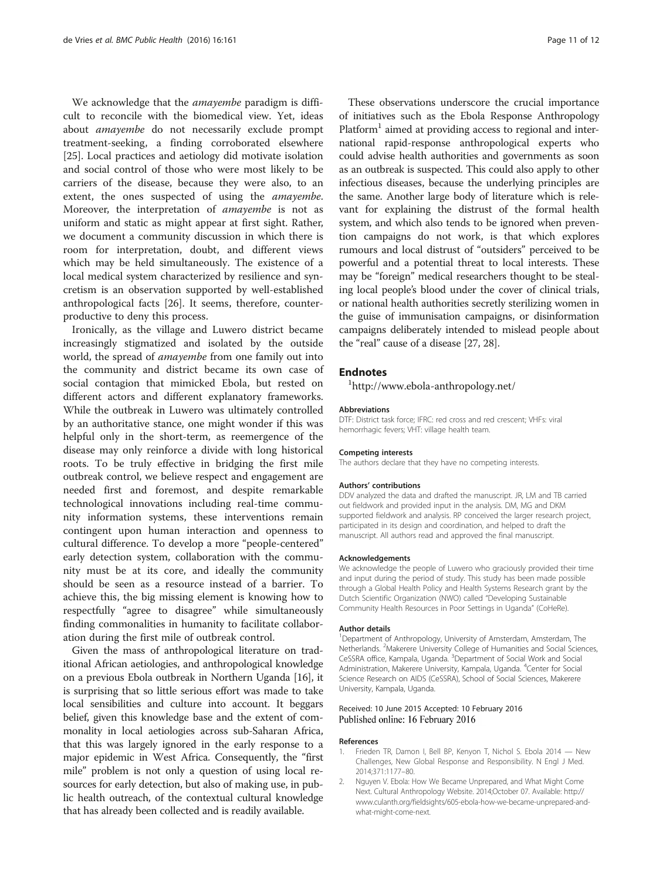We acknowledge that the *amayembe* paradigm is difficult to reconcile with the biomedical view. Yet, ideas about *amayembe* do not necessarily exclude prompt treatment-seeking, a finding corroborated elsewhere [25]. Local practices and aetiology did motivate isolation and social control of those who were most likely to be carriers of the disease, because they were also, to an extent, the ones suspected of using the *amayembe*. Moreover, the interpretation of *amayembe* is not as uniform and static as might appear at first sight. Rather, we document a community discussion in which there is room for interpretation, doubt, and different views which may be held simultaneously. The existence of a local medical system characterized by resilience and syncretism is an observation supported by well-established anthropological facts [26]. It seems, therefore, counterproductive to deny this process.

Ironically, as the village and Luwero district became increasingly stigmatized and isolated by the outside world, the spread of *amayembe* from one family out into the community and district became its own case of social contagion that mimicked Ebola, but rested on different actors and different explanatory frameworks. While the outbreak in Luwero was ultimately controlled by an authoritative stance, one might wonder if this was helpful only in the short-term, as reemergence of the disease may only reinforce a divide with long historical roots. To be truly effective in bridging the first mile outbreak control, we believe respect and engagement are needed first and foremost, and despite remarkable technological innovations including real-time community information systems, these interventions remain contingent upon human interaction and openness to cultural difference. To develop a more "people-centered" early detection system, collaboration with the community must be at its core, and ideally the community should be seen as a resource instead of a barrier. To achieve this, the big missing element is knowing how to respectfully "agree to disagree" while simultaneously finding commonalities in humanity to facilitate collaboration during the first mile of outbreak control.

Given the mass of anthropological literature on traditional African aetiologies, and anthropological knowledge on a previous Ebola outbreak in Northern Uganda [16], it is surprising that so little serious effort was made to take local sensibilities and culture into account. It beggars belief, given this knowledge base and the extent of commonality in local aetiologies across sub-Saharan Africa, that this was largely ignored in the early response to a major epidemic in West Africa. Consequently, the "first mile" problem is not only a question of using local resources for early detection, but also of making use, in public health outreach, of the contextual cultural knowledge that has already been collected and is readily available.

These observations underscore the crucial importance of initiatives such as the Ebola Response Anthropology Platform[1] aimed at providing access to regional and international rapid-response anthropological experts who could advise health authorities and governments as soon as an outbreak is suspected. This could also apply to other infectious diseases, because the underlying principles are the same. Another large body of literature which is relevant for explaining the distrust of the formal health system, and which also tends to be ignored when prevention campaigns do not work, is that which explores rumours and local distrust of "outsiders" perceived to be powerful and a potential threat to local interests. These may be "foreign" medical researchers thought to be stealing local people's blood under the cover of clinical trials, or national health authorities secretly sterilizing women in the guise of immunisation campaigns, or disinformation campaigns deliberately intended to mislead people about the "real" cause of a disease [27, 28].

## Endnotes

[1] http://www.ebola-anthropology.net/

#### Abbreviations

DTF: District task force; IFRC: red cross and red crescent; VHFs: viral hemorrhagic fevers; VHT: village health team.

#### Competing interests

The authors declare that they have no competing interests.

#### Authors' contributions

DDV analyzed the data and drafted the manuscript. JR, LM and TB carried out fieldwork and provided input in the analysis. DM, MG and DKM supported fieldwork and analysis. RP conceived the larger research project, participated in its design and coordination, and helped to draft the manuscript. All authors read and approved the final manuscript.

#### Acknowledgements

We acknowledge the people of Luwero who graciously provided their time and input during the period of study. This study has been made possible through a Global Health Policy and Health Systems Research grant by the Dutch Scientific Organization (NWO) called "Developing Sustainable Community Health Resources in Poor Settings in Uganda" (CoHeRe).

#### Author details

[1]Department of Anthropology, University of Amsterdam, Amsterdam, The Netherlands. [2]Makerere University College of Humanities and Social Sciences, CeSSRA office, Kampala, Uganda. [3]Department of Social Work and Social Administration, Makerere University, Kampala, Uganda. [4]Center for Social Science Research on AIDS (CeSSRA), School of Social Sciences, Makerere University, Kampala, Uganda.

Received: 10 June 2015 Accepted: 10 February 2016
Published online: 16 February 2016

#### References

1. Frieden TR, Damon I, Bell BP, Kenyon T, Nichol S. Ebola 2014 — New Challenges, New Global Response and Responsibility. N Engl J Med. 2014;371:1177–80.
2. Nguyen V. Ebola: How We Became Unprepared, and What Might Come Next. Cultural Anthropology Website. 2014;October 07. Available: http://www.culanth.org/fieldsights/605-ebola-how-we-became-unprepared-and-what-might-come-next.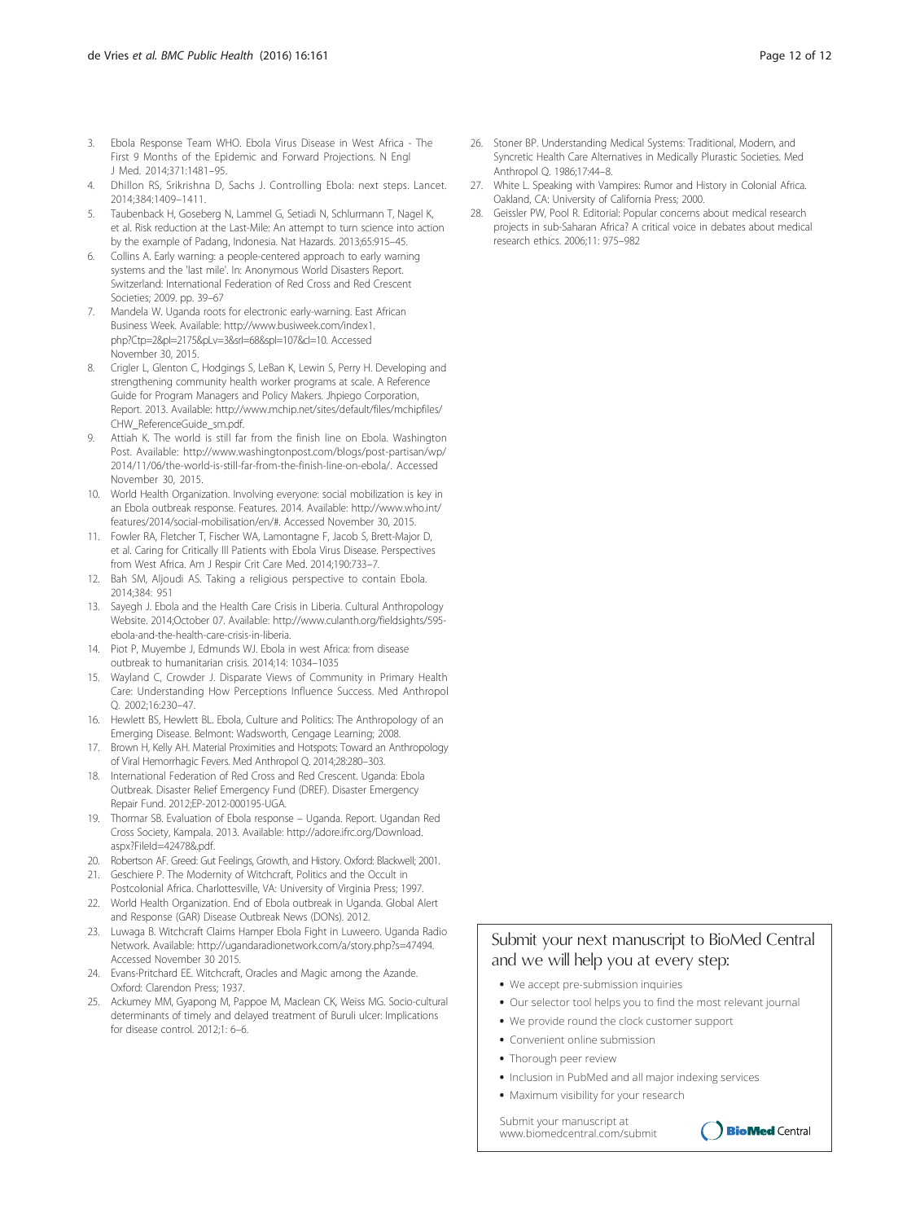3. Ebola Response Team WHO. Ebola Virus Disease in West Africa - The First 9 Months of the Epidemic and Forward Projections. N Engl J Med. 2014;371:1481–95.
4. Dhillon RS, Srikrishna D, Sachs J. Controlling Ebola: next steps. Lancet. 2014;384:1409–1411.
5. Taubenback H, Goseberg N, Lammel G, Setiadi N, Schlurmann T, Nagel K, et al. Risk reduction at the Last-Mile: An attempt to turn science into action by the example of Padang, Indonesia. Nat Hazards. 2013;65:915–45.
6. Collins A. Early warning: a people-centered approach to early warning systems and the 'last mile'. In: Anonymous World Disasters Report. Switzerland: International Federation of Red Cross and Red Crescent Societies; 2009. pp. 39–67
7. Mandela W. Uganda roots for electronic early-warning. East African Business Week. Available: http://www.busiweek.com/index1.php?Ctp=2&pI=2175&pLv=3&srI=68&spI=107&cI=10. Accessed November 30, 2015.
8. Crigler L, Glenton C, Hodgings S, LeBan K, Lewin S, Perry H. Developing and strengthening community health worker programs at scale. A Reference Guide for Program Managers and Policy Makers. Jhpiego Corporation, Report. 2013. Available: http://www.mchip.net/sites/default/files/mchipfiles/CHW_ReferenceGuide_sm.pdf.
9. Attiah K. The world is still far from the finish line on Ebola. Washington Post. Available: http://www.washingtonpost.com/blogs/post-partisan/wp/2014/11/06/the-world-is-still-far-from-the-finish-line-on-ebola/. Accessed November 30, 2015.
10. World Health Organization. Involving everyone: social mobilization is key in an Ebola outbreak response. Features. 2014. Available: http://www.who.int/features/2014/social-mobilisation/en/#. Accessed November 30, 2015.
11. Fowler RA, Fletcher T, Fischer WA, Lamontagne F, Jacob S, Brett-Major D, et al. Caring for Critically Ill Patients with Ebola Virus Disease. Perspectives from West Africa. Am J Respir Crit Care Med. 2014;190:733–7.
12. Bah SM, Aljoudi AS. Taking a religious perspective to contain Ebola. 2014;384: 951
13. Sayegh J. Ebola and the Health Care Crisis in Liberia. Cultural Anthropology Website. 2014;October 07. Available: http://www.culanth.org/fieldsights/595-ebola-and-the-health-care-crisis-in-liberia.
14. Piot P, Muyembe J, Edmunds WJ. Ebola in west Africa: from disease outbreak to humanitarian crisis. 2014;14: 1034–1035
15. Wayland C, Crowder J. Disparate Views of Community in Primary Health Care: Understanding How Perceptions Influence Success. Med Anthropol Q. 2002;16:230–47.
16. Hewlett BS, Hewlett BL. Ebola, Culture and Politics: The Anthropology of an Emerging Disease. Belmont: Wadsworth, Cengage Learning; 2008.
17. Brown H, Kelly AH. Material Proximities and Hotspots: Toward an Anthropology of Viral Hemorrhagic Fevers. Med Anthropol Q. 2014;28:280–303.
18. International Federation of Red Cross and Red Crescent. Uganda: Ebola Outbreak. Disaster Relief Emergency Fund (DREF). Disaster Emergency Repair Fund. 2012;EP-2012-000195-UGA.
19. Thormar SB. Evaluation of Ebola response – Uganda. Report. Ugandan Red Cross Society, Kampala. 2013. Available: http://adore.ifrc.org/Download.aspx?FileId=42478&.pdf.
20. Robertson AF. Greed: Gut Feelings, Growth, and History. Oxford: Blackwell; 2001.
21. Geschiere P. The Modernity of Witchcraft, Politics and the Occult in Postcolonial Africa. Charlottesville, VA: University of Virginia Press; 1997.
22. World Health Organization. End of Ebola outbreak in Uganda. Global Alert and Response (GAR) Disease Outbreak News (DONs). 2012.
23. Luwaga B. Witchcraft Claims Hamper Ebola Fight in Luweero. Uganda Radio Network. Available: http://ugandaradionetwork.com/a/story.php?s=47494. Accessed November 30 2015.
24. Evans-Pritchard EE. Witchcraft, Oracles and Magic among the Azande. Oxford: Clarendon Press; 1937.
25. Ackumey MM, Gyapong M, Pappoe M, Maclean CK, Weiss MG. Socio-cultural determinants of timely and delayed treatment of Buruli ulcer: Implications for disease control. 2012;1: 6–6.
26. Stoner BP. Understanding Medical Systems: Traditional, Modern, and Syncretic Health Care Alternatives in Medically Plurastic Societies. Med Anthropol Q. 1986;17:44–8.
27. White L. Speaking with Vampires: Rumor and History in Colonial Africa. Oakland, CA: University of California Press; 2000.
28. Geissler PW, Pool R. Editorial: Popular concerns about medical research projects in sub-Saharan Africa? A critical voice in debates about medical research ethics. 2006;11: 975–982

Submit your next manuscript to BioMed Central and we will help you at every step:

- We accept pre-submission inquiries
- Our selector tool helps you to find the most relevant journal
- We provide round the clock customer support
- Convenient online submission
- Thorough peer review
- Inclusion in PubMed and all major indexing services
- Maximum visibility for your research

Submit your manuscript at www.biomedcentral.com/submit

BioMed Central